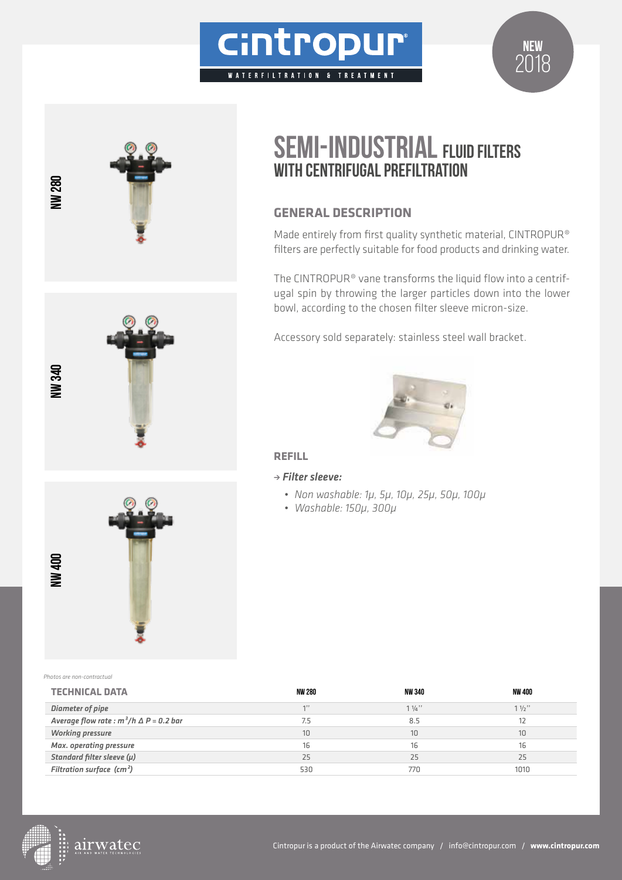cintropur
WATERFILTRATION & TREATMENT

NEW 2018

NW 280

NW 340

NW 400

# SEMI-INDUSTRIAL FLUID FILTERS WITH CENTRIFUGAL PREFILTRATION

## GENERAL DESCRIPTION

Made entirely from first quality synthetic material, CINTROPUR® filters are perfectly suitable for food products and drinking water.

The CINTROPUR® vane transforms the liquid flow into a centrifugal spin by throwing the larger particles down into the lower bowl, according to the chosen filter sleeve micron-size.

Accessory sold separately: stainless steel wall bracket.

## REFILL

→ ***Filter sleeve:***

- *Non washable: 1μ, 5μ, 10μ, 25μ, 50μ, 100μ*
- *Washable: 150μ, 300μ*

*Photos are non-contractual*

| TECHNICAL DATA | NW 280 | NW 340 | NW 400 |
|---|---|---|---|
| *Diameter of pipe* | 1" | 1 ¼" | 1 ½" |
| *Average flow rate : $m^3/h$ $\Delta P = 0.2$ bar* | 7.5 | 8.5 | 12 |
| *Working pressure* | 10 | 10 | 10 |
| *Max. operating pressure* | 16 | 16 | 16 |
| *Standard filter sleeve (μ)* | 25 | 25 | 25 |
| *Filtration surface ($cm^2$)* | 530 | 770 | 1010 |

airwatec

Cintropur is a product of the Airwatec company / info@cintropur.com / **www.cintropur.com**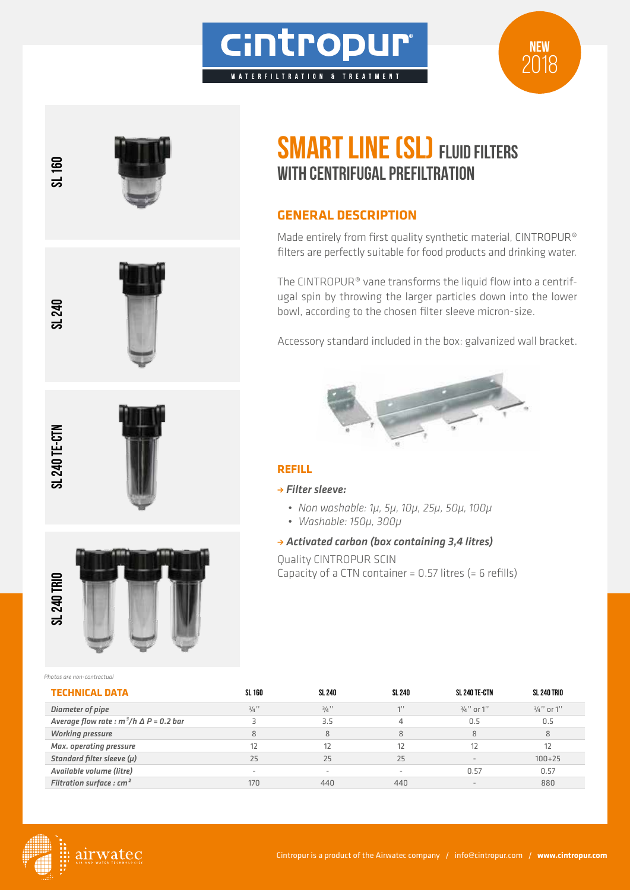cintropur®

WATERFILTRATION & TREATMENT

NEW 2018

SL 160

SL 240

SL 240 TE-CTN

SL 240 TRIO

# SMART LINE (SL) FLUID FILTERS WITH CENTRIFUGAL PREFILTRATION

## GENERAL DESCRIPTION

Made entirely from first quality synthetic material, CINTROPUR® filters are perfectly suitable for food products and drinking water.

The CINTROPUR® vane transforms the liquid flow into a centrifugal spin by throwing the larger particles down into the lower bowl, according to the chosen filter sleeve micron-size.

Accessory standard included in the box: galvanized wall bracket.

## REFILL

→ ***Filter sleeve:***

- *Non washable: 1µ, 5µ, 10µ, 25µ, 50µ, 100µ*
- *Washable: 150µ, 300µ*

→ ***Activated carbon (box containing 3,4 litres)***

Quality CINTROPUR SCIN
Capacity of a CTN container = 0.57 litres (= 6 refills)

*Photos are non-contractual*

| TECHNICAL DATA | SL 160 | SL 240 | SL 240 | SL 240 TE-CTN | SL 240 TRIO |
|---|---|---|---|---|---|
| *Diameter of pipe* | ¾'' | ¾'' | 1'' | ¾'' or 1'' | ¾'' or 1'' |
| *Average flow rate : $m^3/h$ $\Delta P = 0.2$ bar* | 3 | 3.5 | 4 | 0.5 | 0.5 |
| *Working pressure* | 8 | 8 | 8 | 8 | 8 |
| *Max. operating pressure* | 12 | 12 | 12 | 12 | 12 |
| *Standard filter sleeve (µ)* | 25 | 25 | 25 | - | 100+25 |
| *Available volume (litre)* | - | - | - | 0.57 | 0.57 |
| *Filtration surface : $cm^2$* | 170 | 440 | 440 | - | 880 |

airwatec AIR AND WATER TECHNOLOGIES

Cintropur is a product of the Airwatec company / info@cintropur.com / **www.cintropur.com**